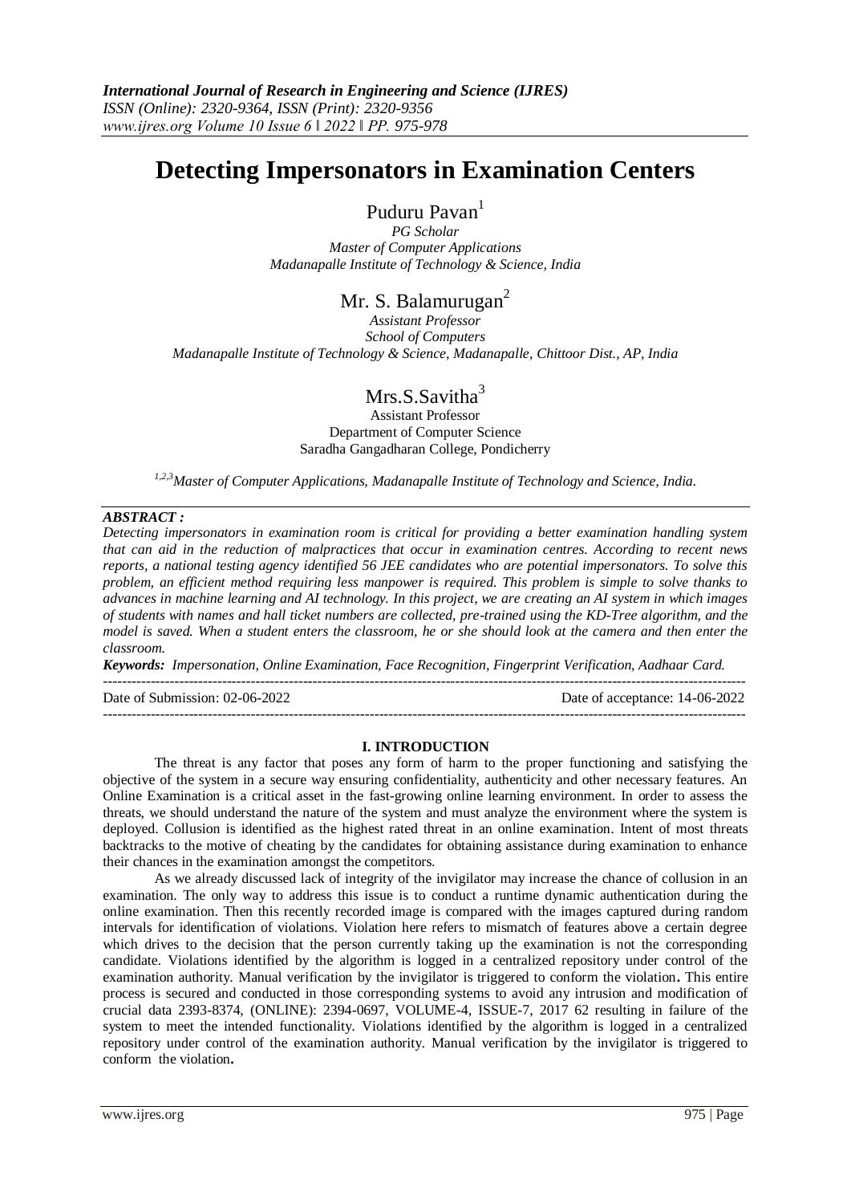# Detecting Impersonators in Examination Centers

Puduru Pavan[1]

*PG Scholar*
*Master of Computer Applications*
*Madanapalle Institute of Technology & Science, India*

Mr. S. Balamurugan[2]

*Assistant Professor*
*School of Computers*
*Madanapalle Institute of Technology & Science, Madanapalle, Chittoor Dist., AP, India*

Mrs.S.Savitha[3]

Assistant Professor
Department of Computer Science
Saradha Gangadharan College, Pondicherry

*[1,2,3]Master of Computer Applications, Madanapalle Institute of Technology and Science, India.*

***ABSTRACT :***

*Detecting impersonators in examination room is critical for providing a better examination handling system that can aid in the reduction of malpractices that occur in examination centres. According to recent news reports, a national testing agency identified 56 JEE candidates who are potential impersonators. To solve this problem, an efficient method requiring less manpower is required. This problem is simple to solve thanks to advances in machine learning and AI technology. In this project, we are creating an AI system in which images of students with names and hall ticket numbers are collected, pre-trained using the KD-Tree algorithm, and the model is saved. When a student enters the classroom, he or she should look at the camera and then enter the classroom.*

***Keywords:*** *Impersonation, Online Examination, Face Recognition, Fingerprint Verification, Aadhaar Card.*

---

Date of Submission: 02-06-2022 | Date of acceptance: 14-06-2022

---

## I. INTRODUCTION

The threat is any factor that poses any form of harm to the proper functioning and satisfying the objective of the system in a secure way ensuring confidentiality, authenticity and other necessary features. An Online Examination is a critical asset in the fast-growing online learning environment. In order to assess the threats, we should understand the nature of the system and must analyze the environment where the system is deployed. Collusion is identified as the highest rated threat in an online examination. Intent of most threats backtracks to the motive of cheating by the candidates for obtaining assistance during examination to enhance their chances in the examination amongst the competitors.

As we already discussed lack of integrity of the invigilator may increase the chance of collusion in an examination. The only way to address this issue is to conduct a runtime dynamic authentication during the online examination. Then this recently recorded image is compared with the images captured during random intervals for identification of violations. Violation here refers to mismatch of features above a certain degree which drives to the decision that the person currently taking up the examination is not the corresponding candidate. Violations identified by the algorithm is logged in a centralized repository under control of the examination authority. Manual verification by the invigilator is triggered to conform the violation**.** This entire process is secured and conducted in those corresponding systems to avoid any intrusion and modification of crucial data 2393-8374, (ONLINE): 2394-0697, VOLUME-4, ISSUE-7, 2017 62 resulting in failure of the system to meet the intended functionality. Violations identified by the algorithm is logged in a centralized repository under control of the examination authority. Manual verification by the invigilator is triggered to conform the violation**.**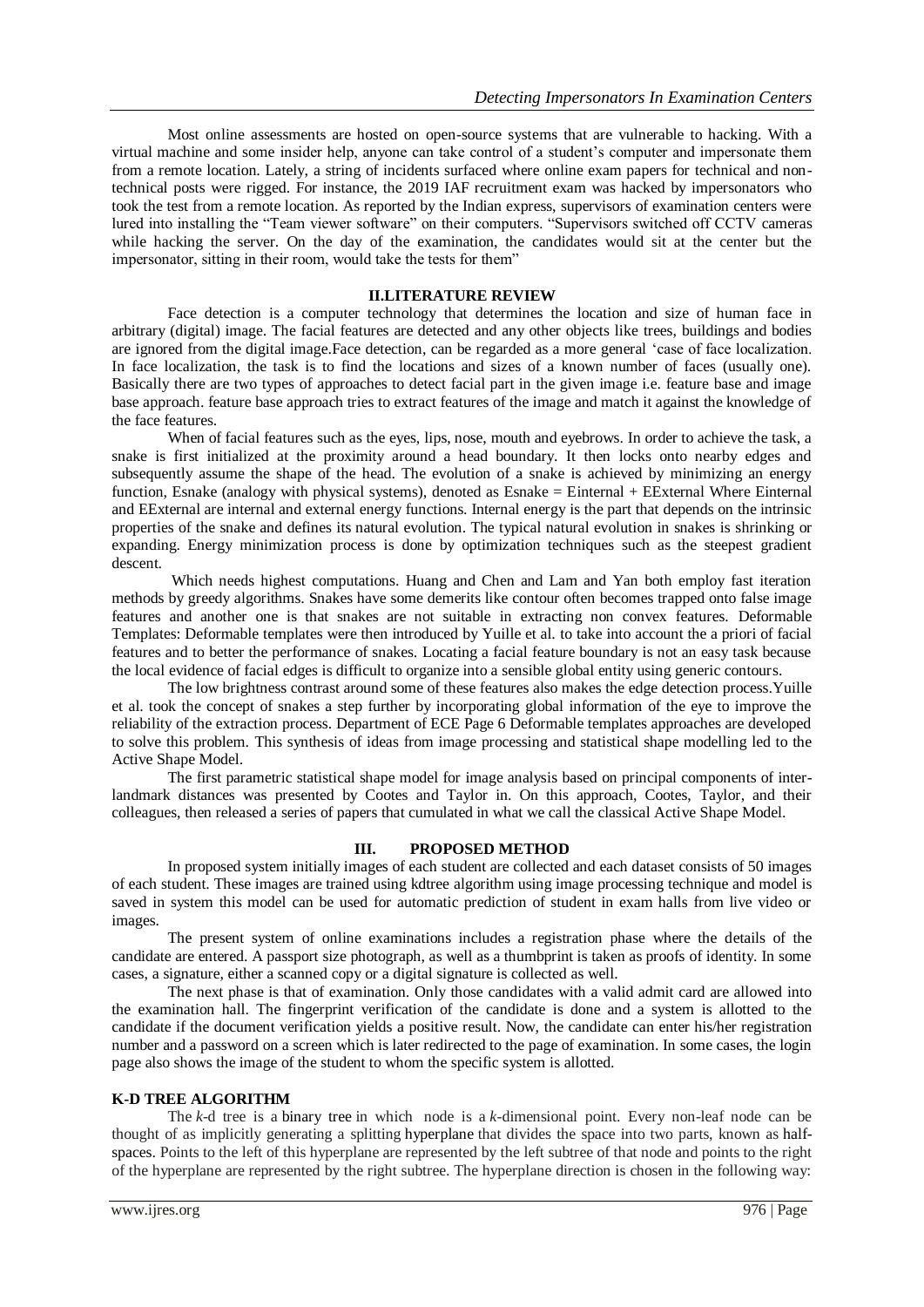Most online assessments are hosted on open-source systems that are vulnerable to hacking. With a virtual machine and some insider help, anyone can take control of a student's computer and impersonate them from a remote location. Lately, a string of incidents surfaced where online exam papers for technical and non-technical posts were rigged. For instance, the 2019 IAF recruitment exam was hacked by impersonators who took the test from a remote location. As reported by the Indian express, supervisors of examination centers were lured into installing the "Team viewer software" on their computers. "Supervisors switched off CCTV cameras while hacking the server. On the day of the examination, the candidates would sit at the center but the impersonator, sitting in their room, would take the tests for them"

## II.LITERATURE REVIEW

Face detection is a computer technology that determines the location and size of human face in arbitrary (digital) image. The facial features are detected and any other objects like trees, buildings and bodies are ignored from the digital image.Face detection, can be regarded as a more general 'case of face localization. In face localization, the task is to find the locations and sizes of a known number of faces (usually one). Basically there are two types of approaches to detect facial part in the given image i.e. feature base and image base approach. feature base approach tries to extract features of the image and match it against the knowledge of the face features.

When of facial features such as the eyes, lips, nose, mouth and eyebrows. In order to achieve the task, a snake is first initialized at the proximity around a head boundary. It then locks onto nearby edges and subsequently assume the shape of the head. The evolution of a snake is achieved by minimizing an energy function, Esnake (analogy with physical systems), denoted as Esnake = Einternal + EExternal Where Einternal and EExternal are internal and external energy functions. Internal energy is the part that depends on the intrinsic properties of the snake and defines its natural evolution. The typical natural evolution in snakes is shrinking or expanding. Energy minimization process is done by optimization techniques such as the steepest gradient descent.

Which needs highest computations. Huang and Chen and Lam and Yan both employ fast iteration methods by greedy algorithms. Snakes have some demerits like contour often becomes trapped onto false image features and another one is that snakes are not suitable in extracting non convex features. Deformable Templates: Deformable templates were then introduced by Yuille et al. to take into account the a priori of facial features and to better the performance of snakes. Locating a facial feature boundary is not an easy task because the local evidence of facial edges is difficult to organize into a sensible global entity using generic contours.

The low brightness contrast around some of these features also makes the edge detection process.Yuille et al. took the concept of snakes a step further by incorporating global information of the eye to improve the reliability of the extraction process. Department of ECE Page 6 Deformable templates approaches are developed to solve this problem. This synthesis of ideas from image processing and statistical shape modelling led to the Active Shape Model.

The first parametric statistical shape model for image analysis based on principal components of inter-landmark distances was presented by Cootes and Taylor in. On this approach, Cootes, Taylor, and their colleagues, then released a series of papers that cumulated in what we call the classical Active Shape Model.

## III. PROPOSED METHOD

In proposed system initially images of each student are collected and each dataset consists of 50 images of each student. These images are trained using kdtree algorithm using image processing technique and model is saved in system this model can be used for automatic prediction of student in exam halls from live video or images.

The present system of online examinations includes a registration phase where the details of the candidate are entered. A passport size photograph, as well as a thumbprint is taken as proofs of identity. In some cases, a signature, either a scanned copy or a digital signature is collected as well.

The next phase is that of examination. Only those candidates with a valid admit card are allowed into the examination hall. The fingerprint verification of the candidate is done and a system is allotted to the candidate if the document verification yields a positive result. Now, the candidate can enter his/her registration number and a password on a screen which is later redirected to the page of examination. In some cases, the login page also shows the image of the student to whom the specific system is allotted.

### K-D TREE ALGORITHM

The *k*-d tree is a binary tree in which node is a *k*-dimensional point. Every non-leaf node can be thought of as implicitly generating a splitting hyperplane that divides the space into two parts, known as half-spaces. Points to the left of this hyperplane are represented by the left subtree of that node and points to the right of the hyperplane are represented by the right subtree. The hyperplane direction is chosen in the following way: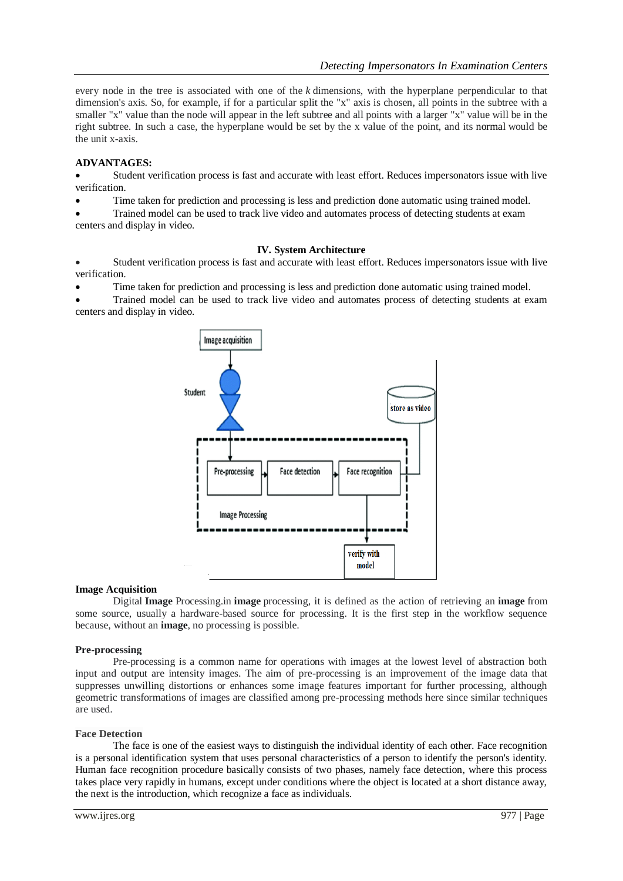every node in the tree is associated with one of the *k* dimensions, with the hyperplane perpendicular to that dimension's axis. So, for example, if for a particular split the "x" axis is chosen, all points in the subtree with a smaller "x" value than the node will appear in the left subtree and all points with a larger "x" value will be in the right subtree. In such a case, the hyperplane would be set by the x value of the point, and its normal would be the unit x-axis.

**ADVANTAGES:**

- Student verification process is fast and accurate with least effort. Reduces impersonators issue with live verification.
- Time taken for prediction and processing is less and prediction done automatic using trained model.
- Trained model can be used to track live video and automates process of detecting students at exam centers and display in video.

## IV. System Architecture

- Student verification process is fast and accurate with least effort. Reduces impersonators issue with live verification.
- Time taken for prediction and processing is less and prediction done automatic using trained model.
- Trained model can be used to track live video and automates process of detecting students at exam centers and display in video.

Image acquisition

Student

store as video

Pre-processing → Face detection → Face recognition

Image Processing

verify with model

**Image Acquisition**

Digital **Image** Processing.in **image** processing, it is defined as the action of retrieving an **image** from some source, usually a hardware-based source for processing. It is the first step in the workflow sequence because, without an **image**, no processing is possible.

**Pre-processing**

Pre-processing is a common name for operations with images at the lowest level of abstraction both input and output are intensity images. The aim of pre-processing is an improvement of the image data that suppresses unwilling distortions or enhances some image features important for further processing, although geometric transformations of images are classified among pre-processing methods here since similar techniques are used.

**Face Detection**

The face is one of the easiest ways to distinguish the individual identity of each other. Face recognition is a personal identification system that uses personal characteristics of a person to identify the person's identity. Human face recognition procedure basically consists of two phases, namely face detection, where this process takes place very rapidly in humans, except under conditions where the object is located at a short distance away, the next is the introduction, which recognize a face as individuals.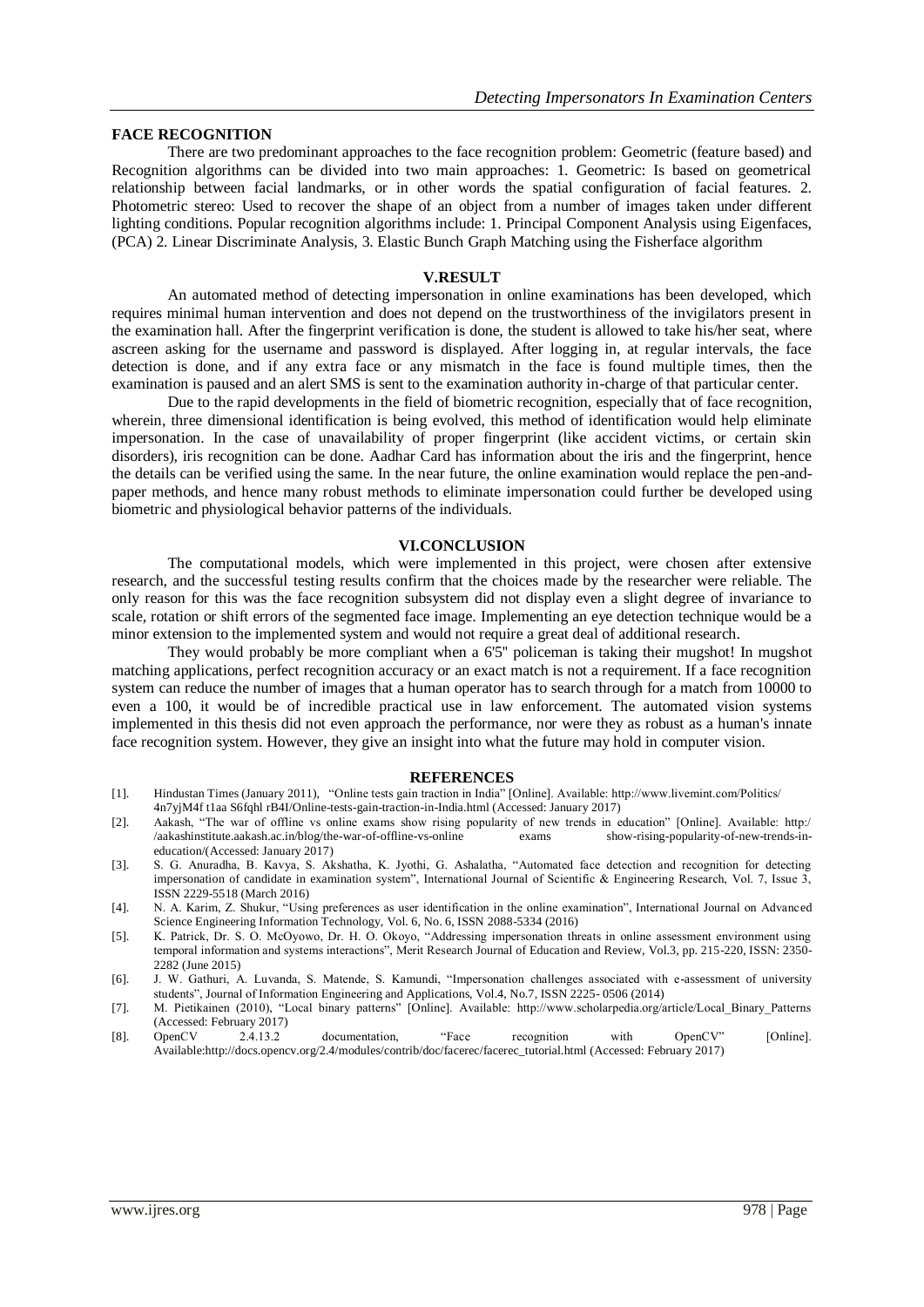### FACE RECOGNITION

There are two predominant approaches to the face recognition problem: Geometric (feature based) and Recognition algorithms can be divided into two main approaches: 1. Geometric: Is based on geometrical relationship between facial landmarks, or in other words the spatial configuration of facial features. 2. Photometric stereo: Used to recover the shape of an object from a number of images taken under different lighting conditions. Popular recognition algorithms include: 1. Principal Component Analysis using Eigenfaces, (PCA) 2. Linear Discriminate Analysis, 3. Elastic Bunch Graph Matching using the Fisherface algorithm

## V.RESULT

An automated method of detecting impersonation in online examinations has been developed, which requires minimal human intervention and does not depend on the trustworthiness of the invigilators present in the examination hall. After the fingerprint verification is done, the student is allowed to take his/her seat, where ascreen asking for the username and password is displayed. After logging in, at regular intervals, the face detection is done, and if any extra face or any mismatch in the face is found multiple times, then the examination is paused and an alert SMS is sent to the examination authority in-charge of that particular center.

Due to the rapid developments in the field of biometric recognition, especially that of face recognition, wherein, three dimensional identification is being evolved, this method of identification would help eliminate impersonation. In the case of unavailability of proper fingerprint (like accident victims, or certain skin disorders), iris recognition can be done. Aadhar Card has information about the iris and the fingerprint, hence the details can be verified using the same. In the near future, the online examination would replace the pen-and-paper methods, and hence many robust methods to eliminate impersonation could further be developed using biometric and physiological behavior patterns of the individuals.

## VI.CONCLUSION

The computational models, which were implemented in this project, were chosen after extensive research, and the successful testing results confirm that the choices made by the researcher were reliable. The only reason for this was the face recognition subsystem did not display even a slight degree of invariance to scale, rotation or shift errors of the segmented face image. Implementing an eye detection technique would be a minor extension to the implemented system and would not require a great deal of additional research.

They would probably be more compliant when a 6'5'' policeman is taking their mugshot! In mugshot matching applications, perfect recognition accuracy or an exact match is not a requirement. If a face recognition system can reduce the number of images that a human operator has to search through for a match from 10000 to even a 100, it would be of incredible practical use in law enforcement. The automated vision systems implemented in this thesis did not even approach the performance, nor were they as robust as a human's innate face recognition system. However, they give an insight into what the future may hold in computer vision.

## REFERENCES

[1]. Hindustan Times (January 2011), "Online tests gain traction in India" [Online]. Available: http://www.livemint.com/Politics/ 4n7yjM4f t1aa S6fqhl rB4I/Online-tests-gain-traction-in-India.html (Accessed: January 2017)

[2]. Aakash, "The war of offline vs online exams show rising popularity of new trends in education" [Online]. Available: http:/ /aakashinstitute.aakash.ac.in/blog/the-war-of-offline-vs-online exams show-rising-popularity-of-new-trends-in-education/(Accessed: January 2017)

[3]. S. G. Anuradha, B. Kavya, S. Akshatha, K. Jyothi, G. Ashalatha, "Automated face detection and recognition for detecting impersonation of candidate in examination system", International Journal of Scientific & Engineering Research, Vol. 7, Issue 3, ISSN 2229-5518 (March 2016)

[4]. N. A. Karim, Z. Shukur, "Using preferences as user identification in the online examination", International Journal on Advanced Science Engineering Information Technology, Vol. 6, No. 6, ISSN 2088-5334 (2016)

[5]. K. Patrick, Dr. S. O. McOyowo, Dr. H. O. Okoyo, "Addressing impersonation threats in online assessment environment using temporal information and systems interactions", Merit Research Journal of Education and Review, Vol.3, pp. 215-220, ISSN: 2350-2282 (June 2015)

[6]. J. W. Gathuri, A. Luvanda, S. Matende, S. Kamundi, "Impersonation challenges associated with e-assessment of university students", Journal of Information Engineering and Applications, Vol.4, No.7, ISSN 2225- 0506 (2014)

[7]. M. Pietikainen (2010), "Local binary patterns" [Online]. Available: http://www.scholarpedia.org/article/Local_Binary_Patterns (Accessed: February 2017)

[8]. OpenCV 2.4.13.2 documentation, "Face recognition with OpenCV" [Online]. Available:http://docs.opencv.org/2.4/modules/contrib/doc/facerec/facerec_tutorial.html (Accessed: February 2017)